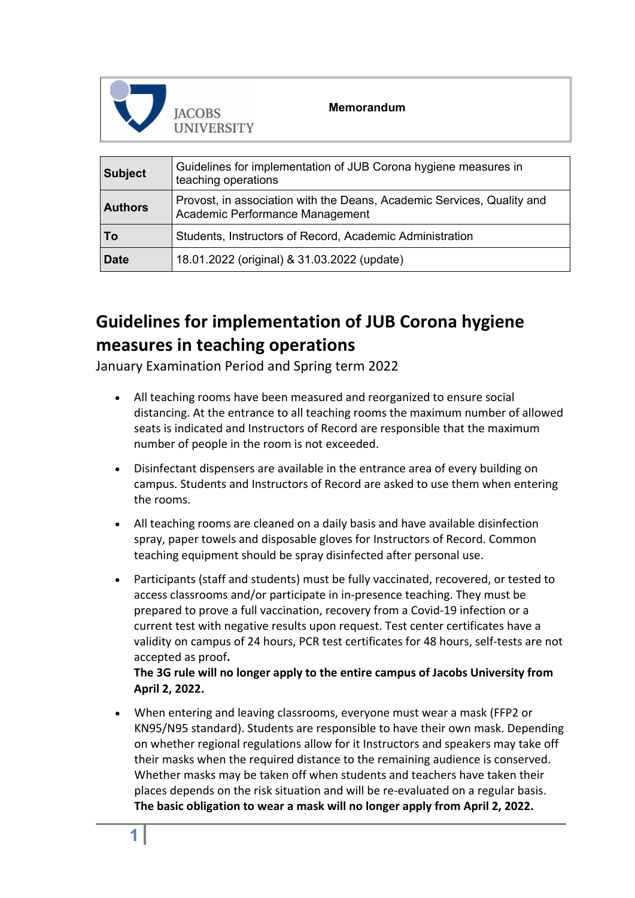JACOBS UNIVERSITY

**Memorandum**

| | |
|---|---|
| **Subject** | Guidelines for implementation of JUB Corona hygiene measures in teaching operations |
| **Authors** | Provost, in association with the Deans, Academic Services, Quality and Academic Performance Management |
| **To** | Students, Instructors of Record, Academic Administration |
| **Date** | 18.01.2022 (original) & 31.03.2022 (update) |

# Guidelines for implementation of JUB Corona hygiene measures in teaching operations

January Examination Period and Spring term 2022

- All teaching rooms have been measured and reorganized to ensure social distancing. At the entrance to all teaching rooms the maximum number of allowed seats is indicated and Instructors of Record are responsible that the maximum number of people in the room is not exceeded.
- Disinfectant dispensers are available in the entrance area of every building on campus. Students and Instructors of Record are asked to use them when entering the rooms.
- All teaching rooms are cleaned on a daily basis and have available disinfection spray, paper towels and disposable gloves for Instructors of Record. Common teaching equipment should be spray disinfected after personal use.
- Participants (staff and students) must be fully vaccinated, recovered, or tested to access classrooms and/or participate in in-presence teaching. They must be prepared to prove a full vaccination, recovery from a Covid-19 infection or a current test with negative results upon request. Test center certificates have a validity on campus of 24 hours, PCR test certificates for 48 hours, self-tests are not accepted as proof.
  **The 3G rule will no longer apply to the entire campus of Jacobs University from April 2, 2022.**
- When entering and leaving classrooms, everyone must wear a mask (FFP2 or KN95/N95 standard). Students are responsible to have their own mask. Depending on whether regional regulations allow for it Instructors and speakers may take off their masks when the required distance to the remaining audience is conserved. Whether masks may be taken off when students and teachers have taken their places depends on the risk situation and will be re-evaluated on a regular basis.
  **The basic obligation to wear a mask will no longer apply from April 2, 2022.**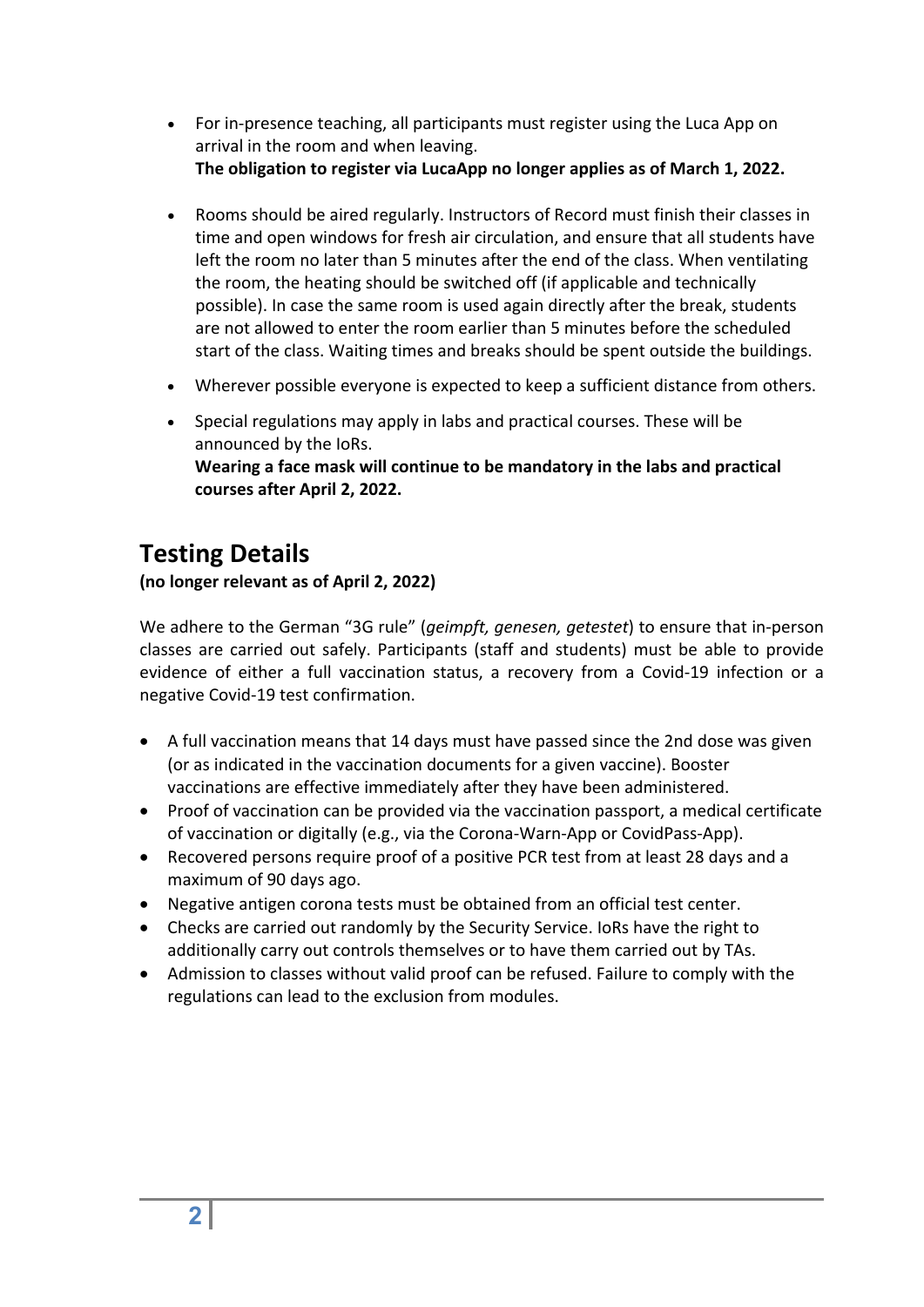- For in-presence teaching, all participants must register using the Luca App on arrival in the room and when leaving.
  **The obligation to register via LucaApp no longer applies as of March 1, 2022.**

- Rooms should be aired regularly. Instructors of Record must finish their classes in time and open windows for fresh air circulation, and ensure that all students have left the room no later than 5 minutes after the end of the class. When ventilating the room, the heating should be switched off (if applicable and technically possible). In case the same room is used again directly after the break, students are not allowed to enter the room earlier than 5 minutes before the scheduled start of the class. Waiting times and breaks should be spent outside the buildings.

- Wherever possible everyone is expected to keep a sufficient distance from others.

- Special regulations may apply in labs and practical courses. These will be announced by the IoRs.
  **Wearing a face mask will continue to be mandatory in the labs and practical courses after April 2, 2022.**

## Testing Details

**(no longer relevant as of April 2, 2022)**

We adhere to the German "3G rule" (*geimpft, genesen, getestet*) to ensure that in-person classes are carried out safely. Participants (staff and students) must be able to provide evidence of either a full vaccination status, a recovery from a Covid-19 infection or a negative Covid-19 test confirmation.

- A full vaccination means that 14 days must have passed since the 2nd dose was given (or as indicated in the vaccination documents for a given vaccine). Booster vaccinations are effective immediately after they have been administered.
- Proof of vaccination can be provided via the vaccination passport, a medical certificate of vaccination or digitally (e.g., via the Corona-Warn-App or CovidPass-App).
- Recovered persons require proof of a positive PCR test from at least 28 days and a maximum of 90 days ago.
- Negative antigen corona tests must be obtained from an official test center.
- Checks are carried out randomly by the Security Service. IoRs have the right to additionally carry out controls themselves or to have them carried out by TAs.
- Admission to classes without valid proof can be refused. Failure to comply with the regulations can lead to the exclusion from modules.